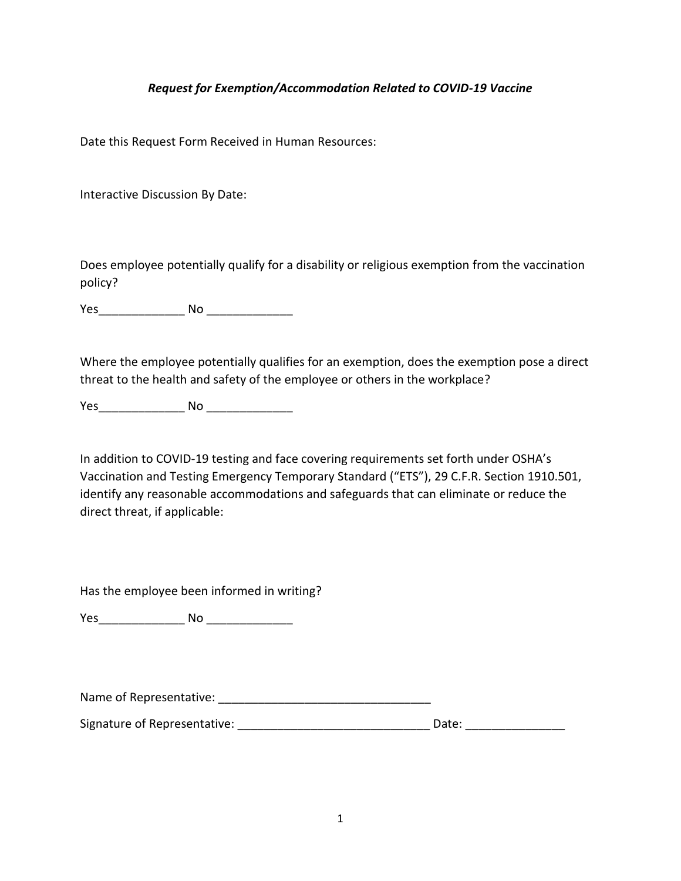***Request for Exemption/Accommodation Related to COVID-19 Vaccine***

Date this Request Form Received in Human Resources:

Interactive Discussion By Date:

Does employee potentially qualify for a disability or religious exemption from the vaccination policy?

Yes_____________ No _____________

Where the employee potentially qualifies for an exemption, does the exemption pose a direct threat to the health and safety of the employee or others in the workplace?

Yes_____________ No _____________

In addition to COVID-19 testing and face covering requirements set forth under OSHA's Vaccination and Testing Emergency Temporary Standard ("ETS"), 29 C.F.R. Section 1910.501, identify any reasonable accommodations and safeguards that can eliminate or reduce the direct threat, if applicable:

Has the employee been informed in writing?

Yes_____________ No _____________

Name of Representative: ________________________________

Signature of Representative: _____________________________ Date: _______________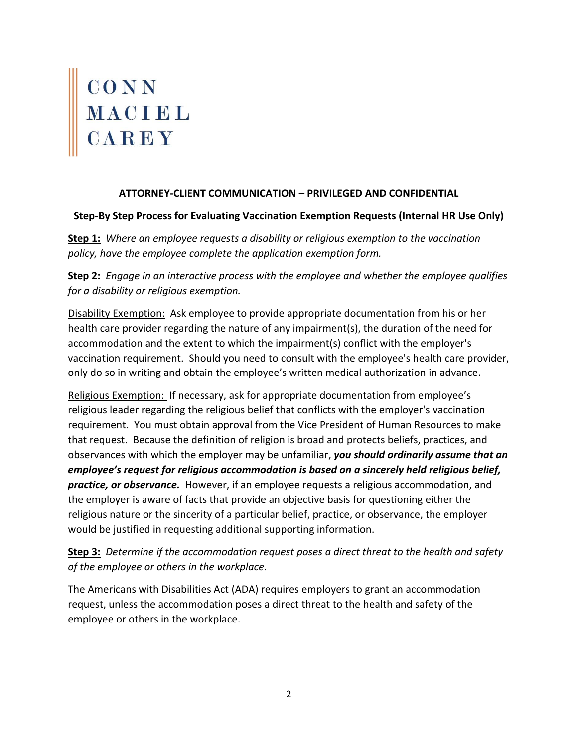CONN
MACIEL
CAREY

**ATTORNEY-CLIENT COMMUNICATION – PRIVILEGED AND CONFIDENTIAL**

**Step-By Step Process for Evaluating Vaccination Exemption Requests (Internal HR Use Only)**

**<u>Step 1:</u>** *Where an employee requests a disability or religious exemption to the vaccination policy, have the employee complete the application exemption form.*

**<u>Step 2:</u>** *Engage in an interactive process with the employee and whether the employee qualifies for a disability or religious exemption.*

<u>Disability Exemption:</u> Ask employee to provide appropriate documentation from his or her health care provider regarding the nature of any impairment(s), the duration of the need for accommodation and the extent to which the impairment(s) conflict with the employer's vaccination requirement. Should you need to consult with the employee's health care provider, only do so in writing and obtain the employee's written medical authorization in advance.

<u>Religious Exemption:</u> If necessary, ask for appropriate documentation from employee's religious leader regarding the religious belief that conflicts with the employer's vaccination requirement. You must obtain approval from the Vice President of Human Resources to make that request. Because the definition of religion is broad and protects beliefs, practices, and observances with which the employer may be unfamiliar, ***you should ordinarily assume that an employee's request for religious accommodation is based on a sincerely held religious belief, practice, or observance.*** However, if an employee requests a religious accommodation, and the employer is aware of facts that provide an objective basis for questioning either the religious nature or the sincerity of a particular belief, practice, or observance, the employer would be justified in requesting additional supporting information.

**<u>Step 3:</u>** *Determine if the accommodation request poses a direct threat to the health and safety of the employee or others in the workplace.*

The Americans with Disabilities Act (ADA) requires employers to grant an accommodation request, unless the accommodation poses a direct threat to the health and safety of the employee or others in the workplace.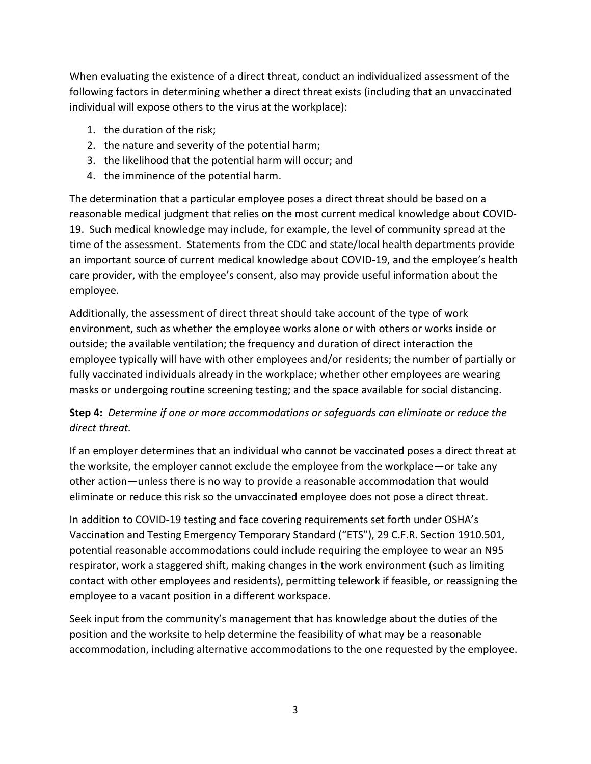When evaluating the existence of a direct threat, conduct an individualized assessment of the following factors in determining whether a direct threat exists (including that an unvaccinated individual will expose others to the virus at the workplace):

1. the duration of the risk;
2. the nature and severity of the potential harm;
3. the likelihood that the potential harm will occur; and
4. the imminence of the potential harm.

The determination that a particular employee poses a direct threat should be based on a reasonable medical judgment that relies on the most current medical knowledge about COVID-19. Such medical knowledge may include, for example, the level of community spread at the time of the assessment. Statements from the CDC and state/local health departments provide an important source of current medical knowledge about COVID-19, and the employee's health care provider, with the employee's consent, also may provide useful information about the employee.

Additionally, the assessment of direct threat should take account of the type of work environment, such as whether the employee works alone or with others or works inside or outside; the available ventilation; the frequency and duration of direct interaction the employee typically will have with other employees and/or residents; the number of partially or fully vaccinated individuals already in the workplace; whether other employees are wearing masks or undergoing routine screening testing; and the space available for social distancing.

**<u>Step 4:</u>** *Determine if one or more accommodations or safeguards can eliminate or reduce the direct threat.*

If an employer determines that an individual who cannot be vaccinated poses a direct threat at the worksite, the employer cannot exclude the employee from the workplace—or take any other action—unless there is no way to provide a reasonable accommodation that would eliminate or reduce this risk so the unvaccinated employee does not pose a direct threat.

In addition to COVID-19 testing and face covering requirements set forth under OSHA's Vaccination and Testing Emergency Temporary Standard ("ETS"), 29 C.F.R. Section 1910.501, potential reasonable accommodations could include requiring the employee to wear an N95 respirator, work a staggered shift, making changes in the work environment (such as limiting contact with other employees and residents), permitting telework if feasible, or reassigning the employee to a vacant position in a different workspace.

Seek input from the community's management that has knowledge about the duties of the position and the worksite to help determine the feasibility of what may be a reasonable accommodation, including alternative accommodations to the one requested by the employee.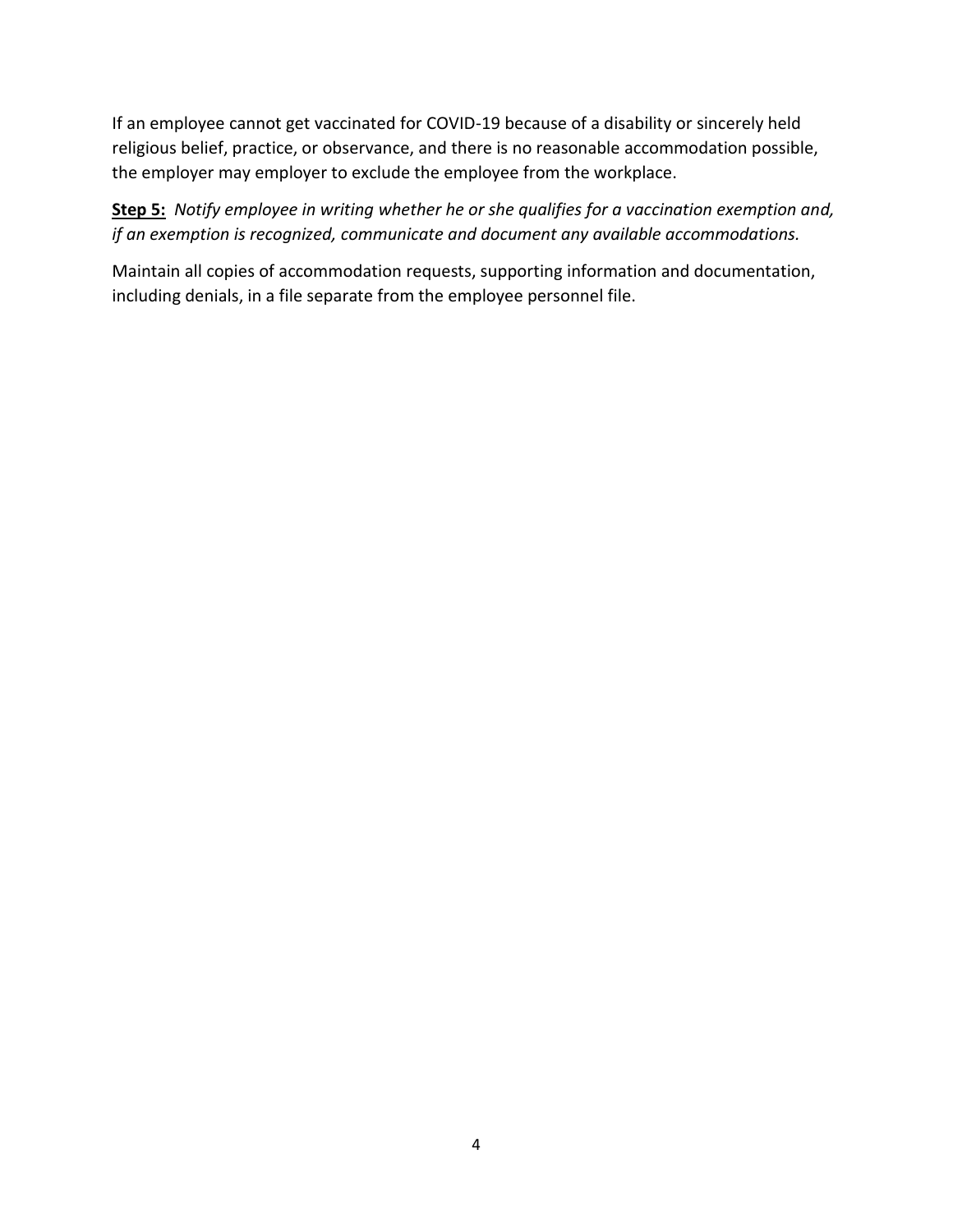If an employee cannot get vaccinated for COVID-19 because of a disability or sincerely held religious belief, practice, or observance, and there is no reasonable accommodation possible, the employer may employer to exclude the employee from the workplace.

**Step 5:** *Notify employee in writing whether he or she qualifies for a vaccination exemption and, if an exemption is recognized, communicate and document any available accommodations.*

Maintain all copies of accommodation requests, supporting information and documentation, including denials, in a file separate from the employee personnel file.